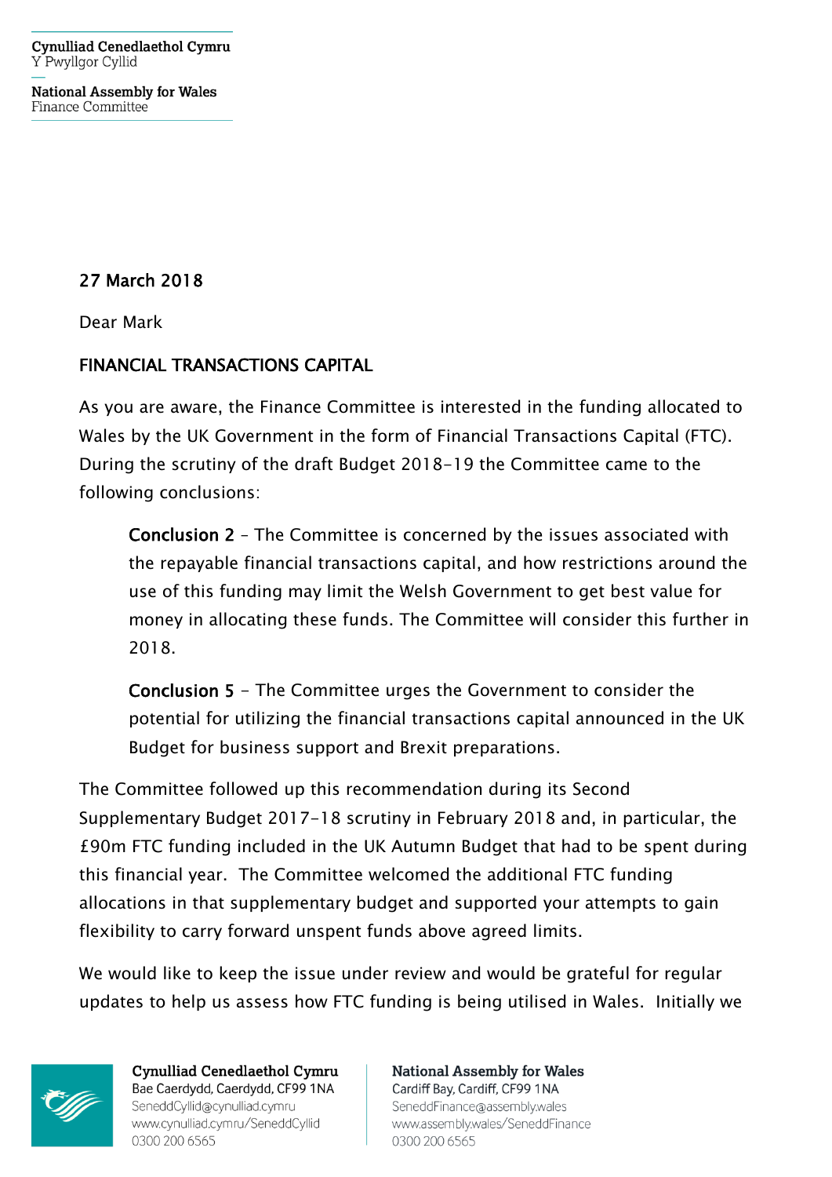Cynulliad Cenedlaethol Cymru
Y Pwyllgor Cyllid

National Assembly for Wales
Finance Committee

27 March 2018

Dear Mark

**FINANCIAL TRANSACTIONS CAPITAL**

As you are aware, the Finance Committee is interested in the funding allocated to Wales by the UK Government in the form of Financial Transactions Capital (FTC). During the scrutiny of the draft Budget 2018-19 the Committee came to the following conclusions:

> **Conclusion 2** – The Committee is concerned by the issues associated with the repayable financial transactions capital, and how restrictions around the use of this funding may limit the Welsh Government to get best value for money in allocating these funds. The Committee will consider this further in 2018.
>
> **Conclusion 5** – The Committee urges the Government to consider the potential for utilizing the financial transactions capital announced in the UK Budget for business support and Brexit preparations.

The Committee followed up this recommendation during its Second Supplementary Budget 2017-18 scrutiny in February 2018 and, in particular, the £90m FTC funding included in the UK Autumn Budget that had to be spent during this financial year. The Committee welcomed the additional FTC funding allocations in that supplementary budget and supported your attempts to gain flexibility to carry forward unspent funds above agreed limits.

We would like to keep the issue under review and would be grateful for regular updates to help us assess how FTC funding is being utilised in Wales. Initially we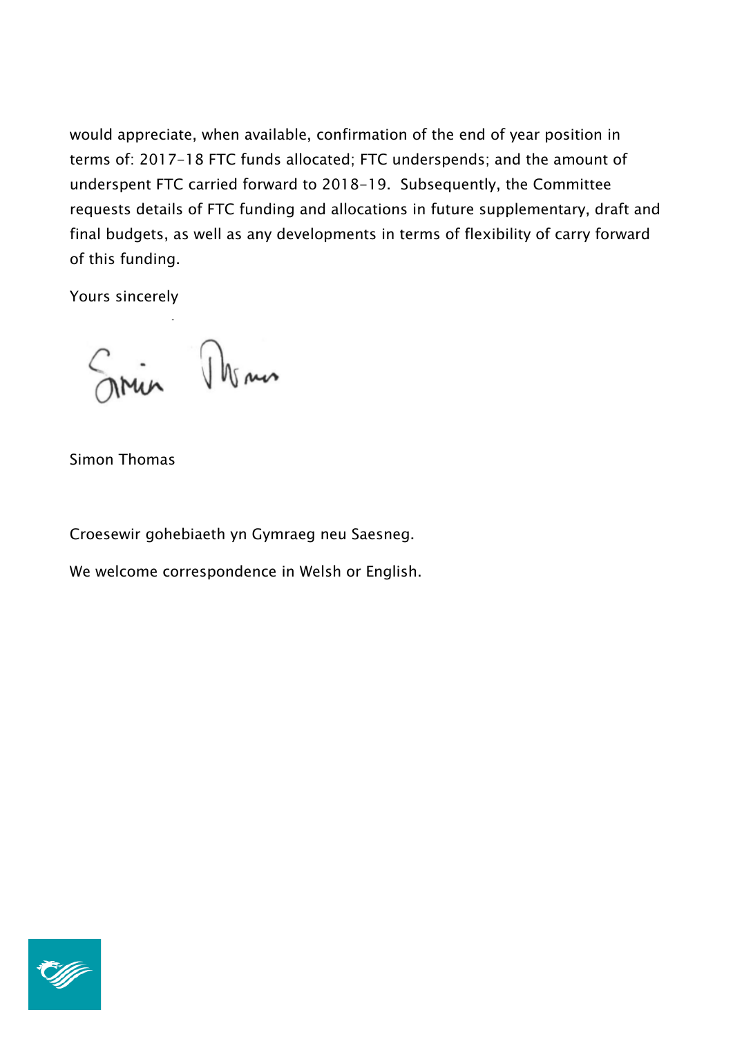would appreciate, when available, confirmation of the end of year position in terms of: 2017-18 FTC funds allocated; FTC underspends; and the amount of underspent FTC carried forward to 2018-19. Subsequently, the Committee requests details of FTC funding and allocations in future supplementary, draft and final budgets, as well as any developments in terms of flexibility of carry forward of this funding.

Yours sincerely

Simon Thomas

Croesewir gohebiaeth yn Gymraeg neu Saesneg.

We welcome correspondence in Welsh or English.